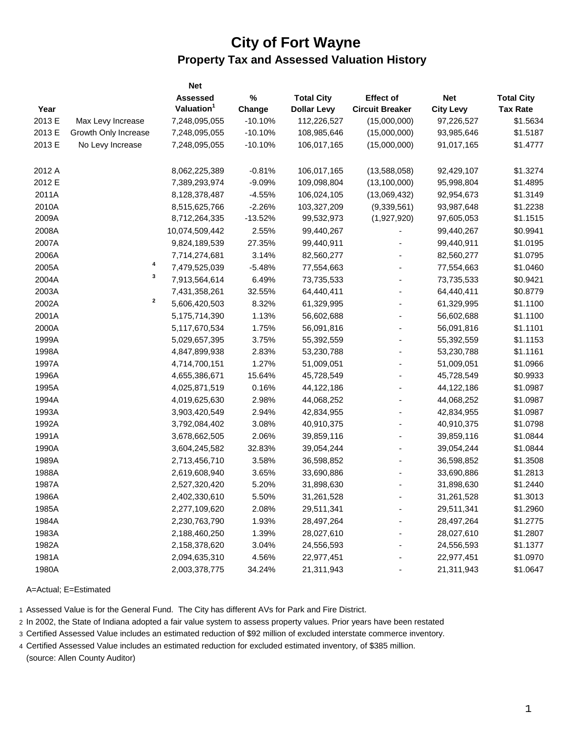# City of Fort Wayne

## Property Tax and Assessed Valuation History

| Year | | Net Assessed Valuation[1] | % Change | Total City Dollar Levy | Effect of Circuit Breaker | Net City Levy | Total City Tax Rate |
|---|---|---|---|---|---|---|---|
| 2013 E | Max Levy Increase | 7,248,095,055 | -10.10% | 112,226,527 | (15,000,000) | 97,226,527 | $1.5634 |
| 2013 E | Growth Only Increase | 7,248,095,055 | -10.10% | 108,985,646 | (15,000,000) | 93,985,646 | $1.5187 |
| 2013 E | No Levy Increase | 7,248,095,055 | -10.10% | 106,017,165 | (15,000,000) | 91,017,165 | $1.4777 |
| | | | | | | | |
| 2012 A | | 8,062,225,389 | -0.81% | 106,017,165 | (13,588,058) | 92,429,107 | $1.3274 |
| 2012 E | | 7,389,293,974 | -9.09% | 109,098,804 | (13,100,000) | 95,998,804 | $1.4895 |
| 2011A | | 8,128,378,487 | -4.55% | 106,024,105 | (13,069,432) | 92,954,673 | $1.3149 |
| 2010A | | 8,515,625,766 | -2.26% | 103,327,209 | (9,339,561) | 93,987,648 | $1.2238 |
| 2009A | | 8,712,264,335 | -13.52% | 99,532,973 | (1,927,920) | 97,605,053 | $1.1515 |
| 2008A | | 10,074,509,442 | 2.55% | 99,440,267 | - | 99,440,267 | $0.9941 |
| 2007A | | 9,824,189,539 | 27.35% | 99,440,911 | - | 99,440,911 | $1.0195 |
| 2006A | | 7,714,274,681 | 3.14% | 82,560,277 | - | 82,560,277 | $1.0795 |
| 2005A | [4] | 7,479,525,039 | -5.48% | 77,554,663 | - | 77,554,663 | $1.0460 |
| 2004A | [3] | 7,913,564,614 | 6.49% | 73,735,533 | - | 73,735,533 | $0.9421 |
| 2003A | | 7,431,358,261 | 32.55% | 64,440,411 | - | 64,440,411 | $0.8779 |
| 2002A | [2] | 5,606,420,503 | 8.32% | 61,329,995 | - | 61,329,995 | $1.1100 |
| 2001A | | 5,175,714,390 | 1.13% | 56,602,688 | - | 56,602,688 | $1.1100 |
| 2000A | | 5,117,670,534 | 1.75% | 56,091,816 | - | 56,091,816 | $1.1101 |
| 1999A | | 5,029,657,395 | 3.75% | 55,392,559 | - | 55,392,559 | $1.1153 |
| 1998A | | 4,847,899,938 | 2.83% | 53,230,788 | - | 53,230,788 | $1.1161 |
| 1997A | | 4,714,700,151 | 1.27% | 51,009,051 | - | 51,009,051 | $1.0966 |
| 1996A | | 4,655,386,671 | 15.64% | 45,728,549 | - | 45,728,549 | $0.9933 |
| 1995A | | 4,025,871,519 | 0.16% | 44,122,186 | - | 44,122,186 | $1.0987 |
| 1994A | | 4,019,625,630 | 2.98% | 44,068,252 | - | 44,068,252 | $1.0987 |
| 1993A | | 3,903,420,549 | 2.94% | 42,834,955 | - | 42,834,955 | $1.0987 |
| 1992A | | 3,792,084,402 | 3.08% | 40,910,375 | - | 40,910,375 | $1.0798 |
| 1991A | | 3,678,662,505 | 2.06% | 39,859,116 | - | 39,859,116 | $1.0844 |
| 1990A | | 3,604,245,582 | 32.83% | 39,054,244 | - | 39,054,244 | $1.0844 |
| 1989A | | 2,713,456,710 | 3.58% | 36,598,852 | - | 36,598,852 | $1.3508 |
| 1988A | | 2,619,608,940 | 3.65% | 33,690,886 | - | 33,690,886 | $1.2813 |
| 1987A | | 2,527,320,420 | 5.20% | 31,898,630 | - | 31,898,630 | $1.2440 |
| 1986A | | 2,402,330,610 | 5.50% | 31,261,528 | - | 31,261,528 | $1.3013 |
| 1985A | | 2,277,109,620 | 2.08% | 29,511,341 | - | 29,511,341 | $1.2960 |
| 1984A | | 2,230,763,790 | 1.93% | 28,497,264 | - | 28,497,264 | $1.2775 |
| 1983A | | 2,188,460,250 | 1.39% | 28,027,610 | - | 28,027,610 | $1.2807 |
| 1982A | | 2,158,378,620 | 3.04% | 24,556,593 | - | 24,556,593 | $1.1377 |
| 1981A | | 2,094,635,310 | 4.56% | 22,977,451 | - | 22,977,451 | $1.0970 |
| 1980A | | 2,003,378,775 | 34.24% | 21,311,943 | - | 21,311,943 | $1.0647 |

A=Actual; E=Estimated

1 Assessed Value is for the General Fund. The City has different AVs for Park and Fire District.

2 In 2002, the State of Indiana adopted a fair value system to assess property values. Prior years have been restated

3 Certified Assessed Value includes an estimated reduction of $92 million of excluded interstate commerce inventory.

4 Certified Assessed Value includes an estimated reduction for excluded estimated inventory, of $385 million.

(source: Allen County Auditor)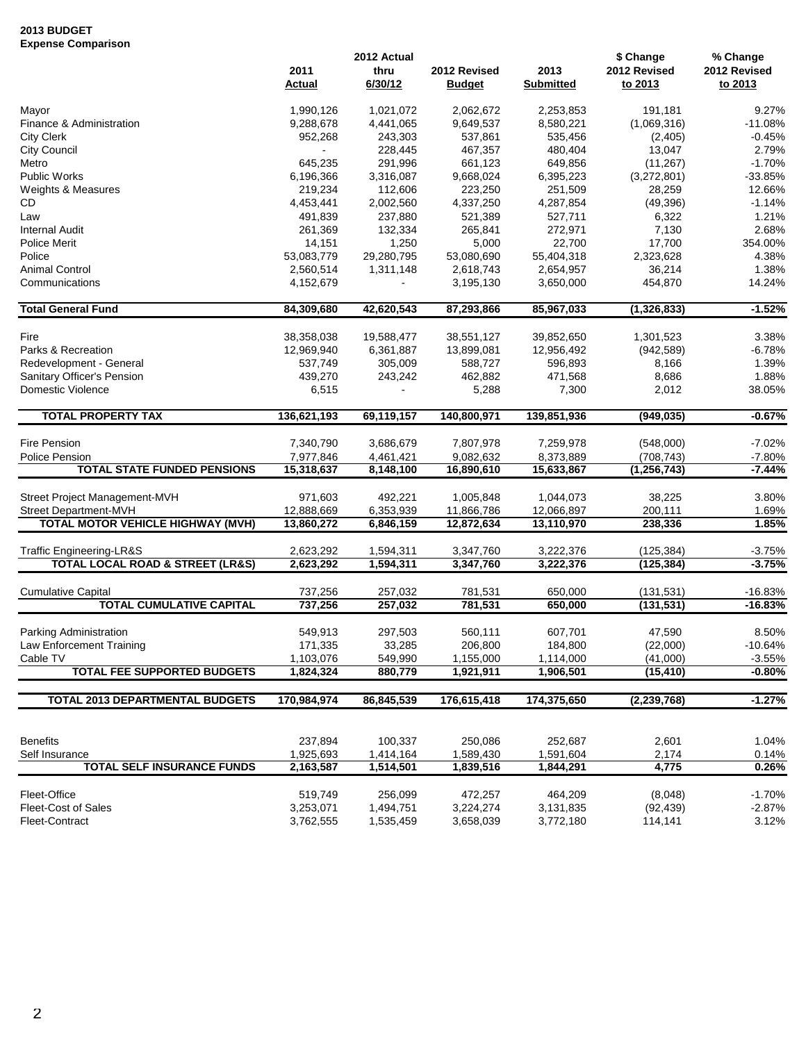**2013 BUDGET**
**Expense Comparison**

| | 2011 Actual | 2012 Actual thru 6/30/12 | 2012 Revised Budget | 2013 Submitted | $ Change 2012 Revised to 2013 | % Change 2012 Revised to 2013 |
|---|---|---|---|---|---|---|
| Mayor | 1,990,126 | 1,021,072 | 2,062,672 | 2,253,853 | 191,181 | 9.27% |
| Finance & Administration | 9,288,678 | 4,441,065 | 9,649,537 | 8,580,221 | (1,069,316) | -11.08% |
| City Clerk | 952,268 | 243,303 | 537,861 | 535,456 | (2,405) | -0.45% |
| City Council | - | 228,445 | 467,357 | 480,404 | 13,047 | 2.79% |
| Metro | 645,235 | 291,996 | 661,123 | 649,856 | (11,267) | -1.70% |
| Public Works | 6,196,366 | 3,316,087 | 9,668,024 | 6,395,223 | (3,272,801) | -33.85% |
| Weights & Measures | 219,234 | 112,606 | 223,250 | 251,509 | 28,259 | 12.66% |
| CD | 4,453,441 | 2,002,560 | 4,337,250 | 4,287,854 | (49,396) | -1.14% |
| Law | 491,839 | 237,880 | 521,389 | 527,711 | 6,322 | 1.21% |
| Internal Audit | 261,369 | 132,334 | 265,841 | 272,971 | 7,130 | 2.68% |
| Police Merit | 14,151 | 1,250 | 5,000 | 22,700 | 17,700 | 354.00% |
| Police | 53,083,779 | 29,280,795 | 53,080,690 | 55,404,318 | 2,323,628 | 4.38% |
| Animal Control | 2,560,514 | 1,311,148 | 2,618,743 | 2,654,957 | 36,214 | 1.38% |
| Communications | 4,152,679 | - | 3,195,130 | 3,650,000 | 454,870 | 14.24% |
| **Total General Fund** | **84,309,680** | **42,620,543** | **87,293,866** | **85,967,033** | **(1,326,833)** | **-1.52%** |
| Fire | 38,358,038 | 19,588,477 | 38,551,127 | 39,852,650 | 1,301,523 | 3.38% |
| Parks & Recreation | 12,969,940 | 6,361,887 | 13,899,081 | 12,956,492 | (942,589) | -6.78% |
| Redevelopment - General | 537,749 | 305,009 | 588,727 | 596,893 | 8,166 | 1.39% |
| Sanitary Officer's Pension | 439,270 | 243,242 | 462,882 | 471,568 | 8,686 | 1.88% |
| Domestic Violence | 6,515 | - | 5,288 | 7,300 | 2,012 | 38.05% |
| **TOTAL PROPERTY TAX** | **136,621,193** | **69,119,157** | **140,800,971** | **139,851,936** | **(949,035)** | **-0.67%** |
| Fire Pension | 7,340,790 | 3,686,679 | 7,807,978 | 7,259,978 | (548,000) | -7.02% |
| Police Pension | 7,977,846 | 4,461,421 | 9,082,632 | 8,373,889 | (708,743) | -7.80% |
| **TOTAL STATE FUNDED PENSIONS** | **15,318,637** | **8,148,100** | **16,890,610** | **15,633,867** | **(1,256,743)** | **-7.44%** |
| Street Project Management-MVH | 971,603 | 492,221 | 1,005,848 | 1,044,073 | 38,225 | 3.80% |
| Street Department-MVH | 12,888,669 | 6,353,939 | 11,866,786 | 12,066,897 | 200,111 | 1.69% |
| **TOTAL MOTOR VEHICLE HIGHWAY (MVH)** | **13,860,272** | **6,846,159** | **12,872,634** | **13,110,970** | **238,336** | **1.85%** |
| Traffic Engineering-LR&S | 2,623,292 | 1,594,311 | 3,347,760 | 3,222,376 | (125,384) | -3.75% |
| **TOTAL LOCAL ROAD & STREET (LR&S)** | **2,623,292** | **1,594,311** | **3,347,760** | **3,222,376** | **(125,384)** | **-3.75%** |
| Cumulative Capital | 737,256 | 257,032 | 781,531 | 650,000 | (131,531) | -16.83% |
| **TOTAL CUMULATIVE CAPITAL** | **737,256** | **257,032** | **781,531** | **650,000** | **(131,531)** | **-16.83%** |
| Parking Administration | 549,913 | 297,503 | 560,111 | 607,701 | 47,590 | 8.50% |
| Law Enforcement Training | 171,335 | 33,285 | 206,800 | 184,800 | (22,000) | -10.64% |
| Cable TV | 1,103,076 | 549,990 | 1,155,000 | 1,114,000 | (41,000) | -3.55% |
| **TOTAL FEE SUPPORTED BUDGETS** | **1,824,324** | **880,779** | **1,921,911** | **1,906,501** | **(15,410)** | **-0.80%** |
| **TOTAL 2013 DEPARTMENTAL BUDGETS** | **170,984,974** | **86,845,539** | **176,615,418** | **174,375,650** | **(2,239,768)** | **-1.27%** |
| Benefits | 237,894 | 100,337 | 250,086 | 252,687 | 2,601 | 1.04% |
| Self Insurance | 1,925,693 | 1,414,164 | 1,589,430 | 1,591,604 | 2,174 | 0.14% |
| **TOTAL SELF INSURANCE FUNDS** | **2,163,587** | **1,514,501** | **1,839,516** | **1,844,291** | **4,775** | **0.26%** |
| Fleet-Office | 519,749 | 256,099 | 472,257 | 464,209 | (8,048) | -1.70% |
| Fleet-Cost of Sales | 3,253,071 | 1,494,751 | 3,224,274 | 3,131,835 | (92,439) | -2.87% |
| Fleet-Contract | 3,762,555 | 1,535,459 | 3,658,039 | 3,772,180 | 114,141 | 3.12% |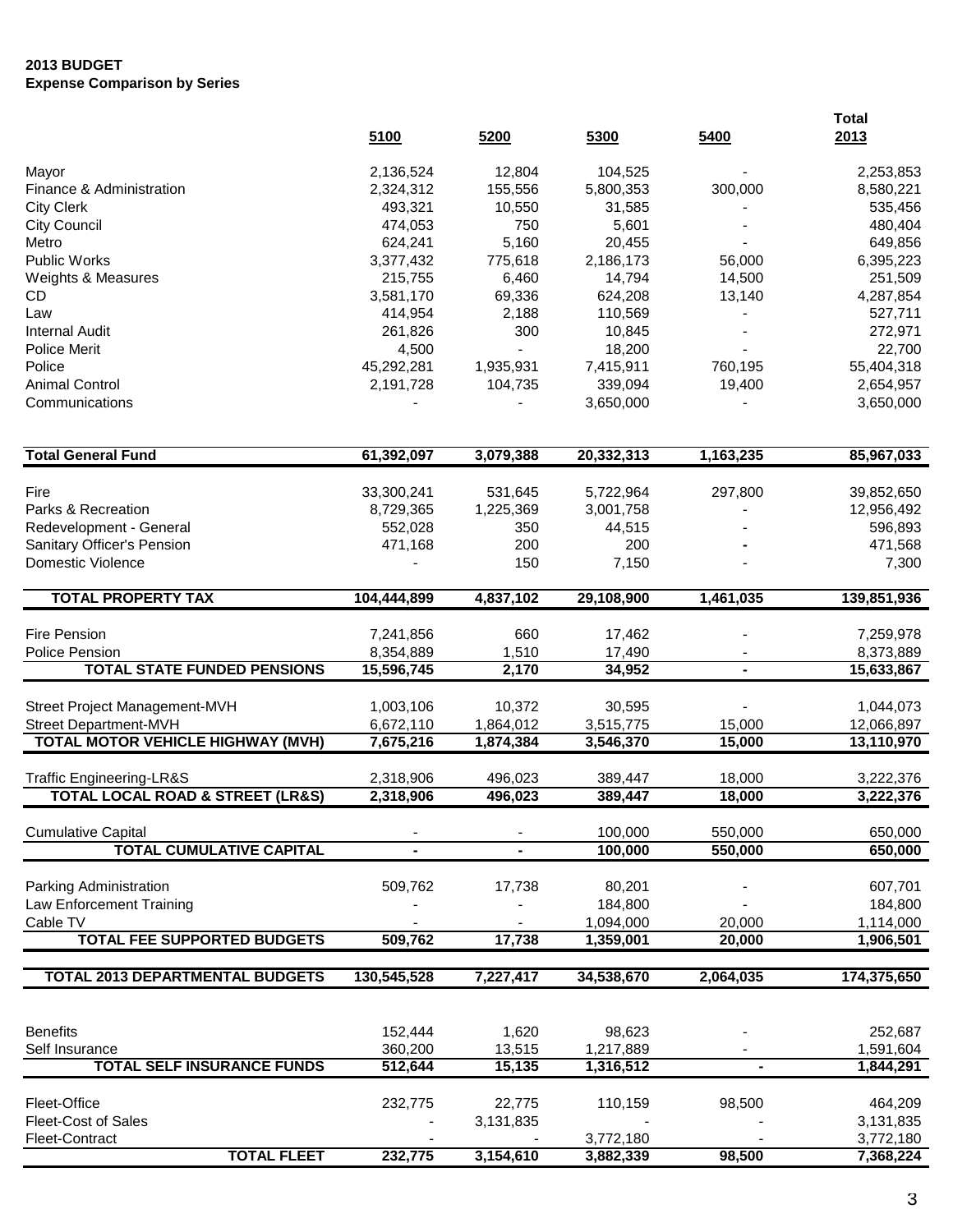**2013 BUDGET**
**Expense Comparison by Series**

| | 5100 | 5200 | 5300 | 5400 | Total 2013 |
|---|---|---|---|---|---|
| Mayor | 2,136,524 | 12,804 | 104,525 | - | 2,253,853 |
| Finance & Administration | 2,324,312 | 155,556 | 5,800,353 | 300,000 | 8,580,221 |
| City Clerk | 493,321 | 10,550 | 31,585 | - | 535,456 |
| City Council | 474,053 | 750 | 5,601 | - | 480,404 |
| Metro | 624,241 | 5,160 | 20,455 | - | 649,856 |
| Public Works | 3,377,432 | 775,618 | 2,186,173 | 56,000 | 6,395,223 |
| Weights & Measures | 215,755 | 6,460 | 14,794 | 14,500 | 251,509 |
| CD | 3,581,170 | 69,336 | 624,208 | 13,140 | 4,287,854 |
| Law | 414,954 | 2,188 | 110,569 | - | 527,711 |
| Internal Audit | 261,826 | 300 | 10,845 | - | 272,971 |
| Police Merit | 4,500 | - | 18,200 | - | 22,700 |
| Police | 45,292,281 | 1,935,931 | 7,415,911 | 760,195 | 55,404,318 |
| Animal Control | 2,191,728 | 104,735 | 339,094 | 19,400 | 2,654,957 |
| Communications | - | - | 3,650,000 | - | 3,650,000 |
| **Total General Fund** | **61,392,097** | **3,079,388** | **20,332,313** | **1,163,235** | **85,967,033** |
| Fire | 33,300,241 | 531,645 | 5,722,964 | 297,800 | 39,852,650 |
| Parks & Recreation | 8,729,365 | 1,225,369 | 3,001,758 | - | 12,956,492 |
| Redevelopment - General | 552,028 | 350 | 44,515 | - | 596,893 |
| Sanitary Officer's Pension | 471,168 | 200 | 200 | - | 471,568 |
| Domestic Violence | - | 150 | 7,150 | - | 7,300 |
| **TOTAL PROPERTY TAX** | **104,444,899** | **4,837,102** | **29,108,900** | **1,461,035** | **139,851,936** |
| Fire Pension | 7,241,856 | 660 | 17,462 | - | 7,259,978 |
| Police Pension | 8,354,889 | 1,510 | 17,490 | - | 8,373,889 |
| **TOTAL STATE FUNDED PENSIONS** | **15,596,745** | **2,170** | **34,952** | **-** | **15,633,867** |
| Street Project Management-MVH | 1,003,106 | 10,372 | 30,595 | - | 1,044,073 |
| Street Department-MVH | 6,672,110 | 1,864,012 | 3,515,775 | 15,000 | 12,066,897 |
| **TOTAL MOTOR VEHICLE HIGHWAY (MVH)** | **7,675,216** | **1,874,384** | **3,546,370** | **15,000** | **13,110,970** |
| Traffic Engineering-LR&S | 2,318,906 | 496,023 | 389,447 | 18,000 | 3,222,376 |
| **TOTAL LOCAL ROAD & STREET (LR&S)** | **2,318,906** | **496,023** | **389,447** | **18,000** | **3,222,376** |
| Cumulative Capital | - | - | 100,000 | 550,000 | 650,000 |
| **TOTAL CUMULATIVE CAPITAL** | **-** | **-** | **100,000** | **550,000** | **650,000** |
| Parking Administration | 509,762 | 17,738 | 80,201 | - | 607,701 |
| Law Enforcement Training | - | - | 184,800 | - | 184,800 |
| Cable TV | - | - | 1,094,000 | 20,000 | 1,114,000 |
| **TOTAL FEE SUPPORTED BUDGETS** | **509,762** | **17,738** | **1,359,001** | **20,000** | **1,906,501** |
| **TOTAL 2013 DEPARTMENTAL BUDGETS** | **130,545,528** | **7,227,417** | **34,538,670** | **2,064,035** | **174,375,650** |
| Benefits | 152,444 | 1,620 | 98,623 | - | 252,687 |
| Self Insurance | 360,200 | 13,515 | 1,217,889 | - | 1,591,604 |
| **TOTAL SELF INSURANCE FUNDS** | **512,644** | **15,135** | **1,316,512** | **-** | **1,844,291** |
| Fleet-Office | 232,775 | 22,775 | 110,159 | 98,500 | 464,209 |
| Fleet-Cost of Sales | - | 3,131,835 | | - | 3,131,835 |
| Fleet-Contract | - | - | 3,772,180 | - | 3,772,180 |
| **TOTAL FLEET** | **232,775** | **3,154,610** | **3,882,339** | **98,500** | **7,368,224** |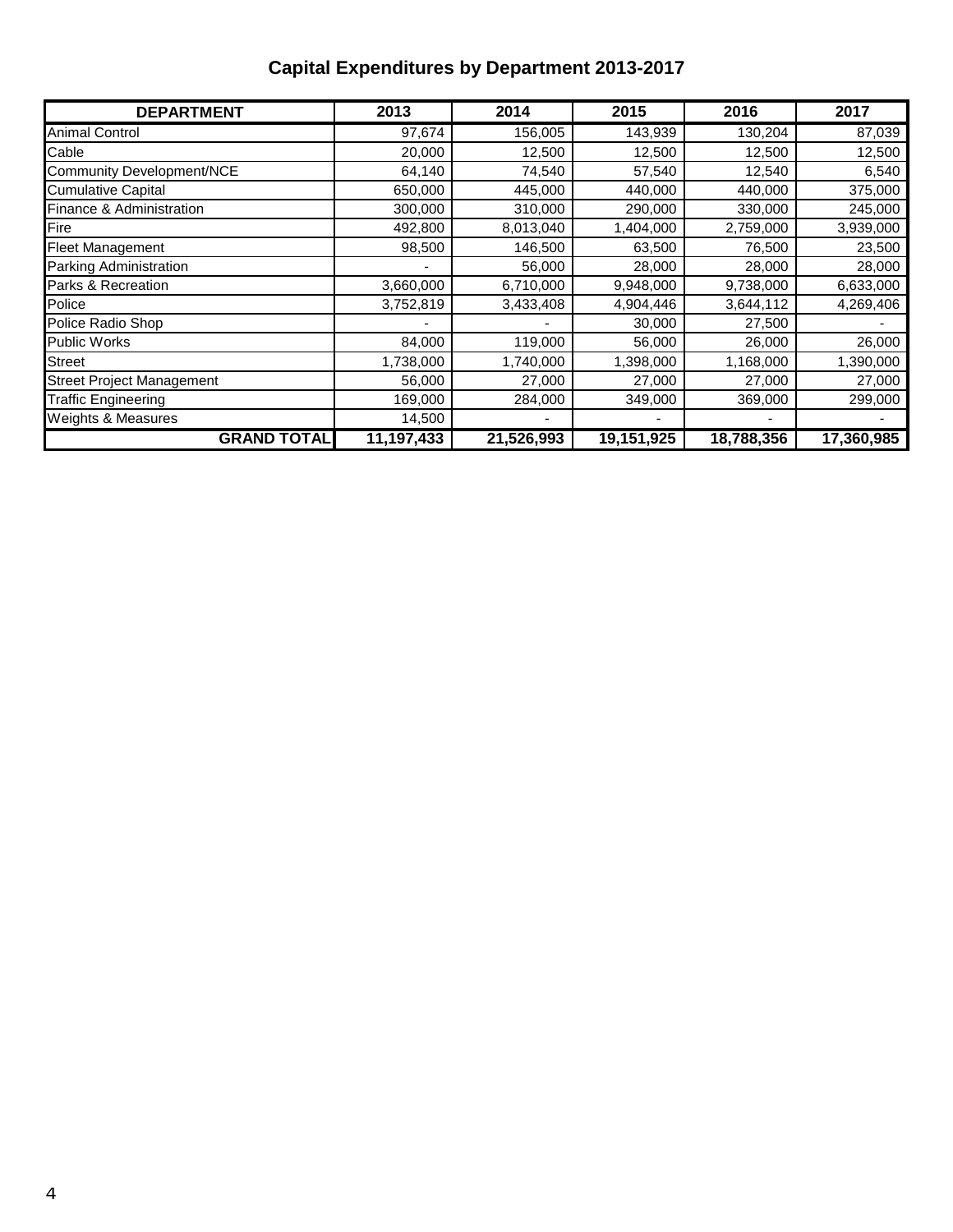# Capital Expenditures by Department 2013-2017

| DEPARTMENT | 2013 | 2014 | 2015 | 2016 | 2017 |
|---|---|---|---|---|---|
| Animal Control | 97,674 | 156,005 | 143,939 | 130,204 | 87,039 |
| Cable | 20,000 | 12,500 | 12,500 | 12,500 | 12,500 |
| Community Development/NCE | 64,140 | 74,540 | 57,540 | 12,540 | 6,540 |
| Cumulative Capital | 650,000 | 445,000 | 440,000 | 440,000 | 375,000 |
| Finance & Administration | 300,000 | 310,000 | 290,000 | 330,000 | 245,000 |
| Fire | 492,800 | 8,013,040 | 1,404,000 | 2,759,000 | 3,939,000 |
| Fleet Management | 98,500 | 146,500 | 63,500 | 76,500 | 23,500 |
| Parking Administration | - | 56,000 | 28,000 | 28,000 | 28,000 |
| Parks & Recreation | 3,660,000 | 6,710,000 | 9,948,000 | 9,738,000 | 6,633,000 |
| Police | 3,752,819 | 3,433,408 | 4,904,446 | 3,644,112 | 4,269,406 |
| Police Radio Shop | - | - | 30,000 | 27,500 | - |
| Public Works | 84,000 | 119,000 | 56,000 | 26,000 | 26,000 |
| Street | 1,738,000 | 1,740,000 | 1,398,000 | 1,168,000 | 1,390,000 |
| Street Project Management | 56,000 | 27,000 | 27,000 | 27,000 | 27,000 |
| Traffic Engineering | 169,000 | 284,000 | 349,000 | 369,000 | 299,000 |
| Weights & Measures | 14,500 | - | - | - | - |
| **GRAND TOTAL** | **11,197,433** | **21,526,993** | **19,151,925** | **18,788,356** | **17,360,985** |